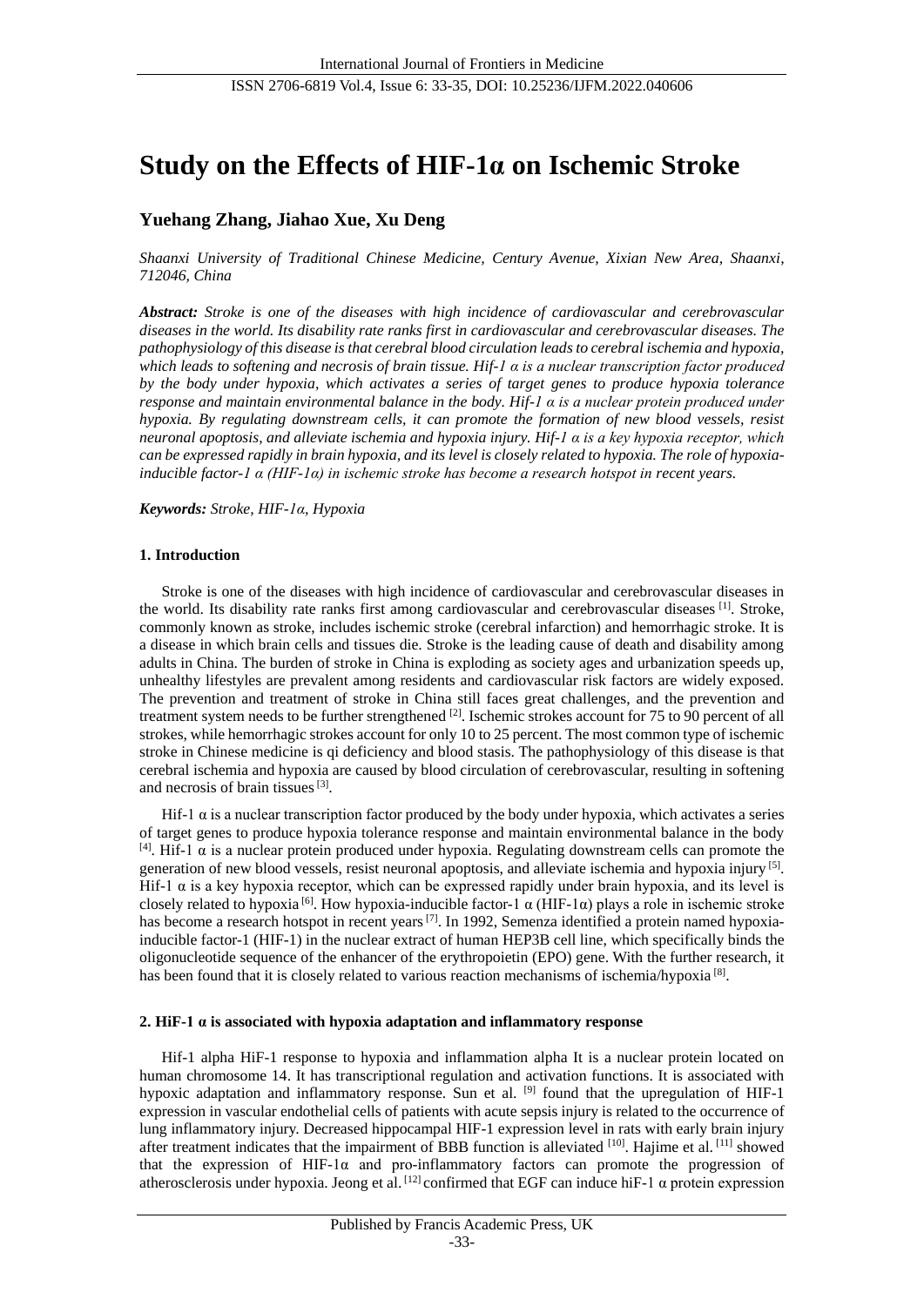# Study on the Effects of HIF-1α on Ischemic Stroke

## Yuehang Zhang, Jiahao Xue, Xu Deng

*Shaanxi University of Traditional Chinese Medicine, Century Avenue, Xixian New Area, Shaanxi, 712046, China*

***Abstract:*** *Stroke is one of the diseases with high incidence of cardiovascular and cerebrovascular diseases in the world. Its disability rate ranks first in cardiovascular and cerebrovascular diseases. The pathophysiology of this disease is that cerebral blood circulation leads to cerebral ischemia and hypoxia, which leads to softening and necrosis of brain tissue. Hif-1 α is a nuclear transcription factor produced by the body under hypoxia, which activates a series of target genes to produce hypoxia tolerance response and maintain environmental balance in the body. Hif-1 α is a nuclear protein produced under hypoxia. By regulating downstream cells, it can promote the formation of new blood vessels, resist neuronal apoptosis, and alleviate ischemia and hypoxia injury. Hif-1 α is a key hypoxia receptor, which can be expressed rapidly in brain hypoxia, and its level is closely related to hypoxia. The role of hypoxia-inducible factor-1 α (HIF-1α) in ischemic stroke has become a research hotspot in recent years.*

***Keywords:*** *Stroke, HIF-1α, Hypoxia*

### 1. Introduction

Stroke is one of the diseases with high incidence of cardiovascular and cerebrovascular diseases in the world. Its disability rate ranks first among cardiovascular and cerebrovascular diseases [1]. Stroke, commonly known as stroke, includes ischemic stroke (cerebral infarction) and hemorrhagic stroke. It is a disease in which brain cells and tissues die. Stroke is the leading cause of death and disability among adults in China. The burden of stroke in China is exploding as society ages and urbanization speeds up, unhealthy lifestyles are prevalent among residents and cardiovascular risk factors are widely exposed. The prevention and treatment of stroke in China still faces great challenges, and the prevention and treatment system needs to be further strengthened [2]. Ischemic strokes account for 75 to 90 percent of all strokes, while hemorrhagic strokes account for only 10 to 25 percent. The most common type of ischemic stroke in Chinese medicine is qi deficiency and blood stasis. The pathophysiology of this disease is that cerebral ischemia and hypoxia are caused by blood circulation of cerebrovascular, resulting in softening and necrosis of brain tissues [3].

Hif-1 α is a nuclear transcription factor produced by the body under hypoxia, which activates a series of target genes to produce hypoxia tolerance response and maintain environmental balance in the body [4]. Hif-1 α is a nuclear protein produced under hypoxia. Regulating downstream cells can promote the generation of new blood vessels, resist neuronal apoptosis, and alleviate ischemia and hypoxia injury [5]. Hif-1 α is a key hypoxia receptor, which can be expressed rapidly under brain hypoxia, and its level is closely related to hypoxia [6]. How hypoxia-inducible factor-1 α (HIF-1α) plays a role in ischemic stroke has become a research hotspot in recent years [7]. In 1992, Semenza identified a protein named hypoxia-inducible factor-1 (HIF-1) in the nuclear extract of human HEP3B cell line, which specifically binds the oligonucleotide sequence of the enhancer of the erythropoietin (EPO) gene. With the further research, it has been found that it is closely related to various reaction mechanisms of ischemia/hypoxia [8].

### 2. HiF-1 α is associated with hypoxia adaptation and inflammatory response

Hif-1 alpha HiF-1 response to hypoxia and inflammation alpha It is a nuclear protein located on human chromosome 14. It has transcriptional regulation and activation functions. It is associated with hypoxic adaptation and inflammatory response. Sun et al. [9] found that the upregulation of HIF-1 expression in vascular endothelial cells of patients with acute sepsis injury is related to the occurrence of lung inflammatory injury. Decreased hippocampal HIF-1 expression level in rats with early brain injury after treatment indicates that the impairment of BBB function is alleviated [10]. Hajime et al. [11] showed that the expression of HIF-1α and pro-inflammatory factors can promote the progression of atherosclerosis under hypoxia. Jeong et al. [12] confirmed that EGF can induce hiF-1 α protein expression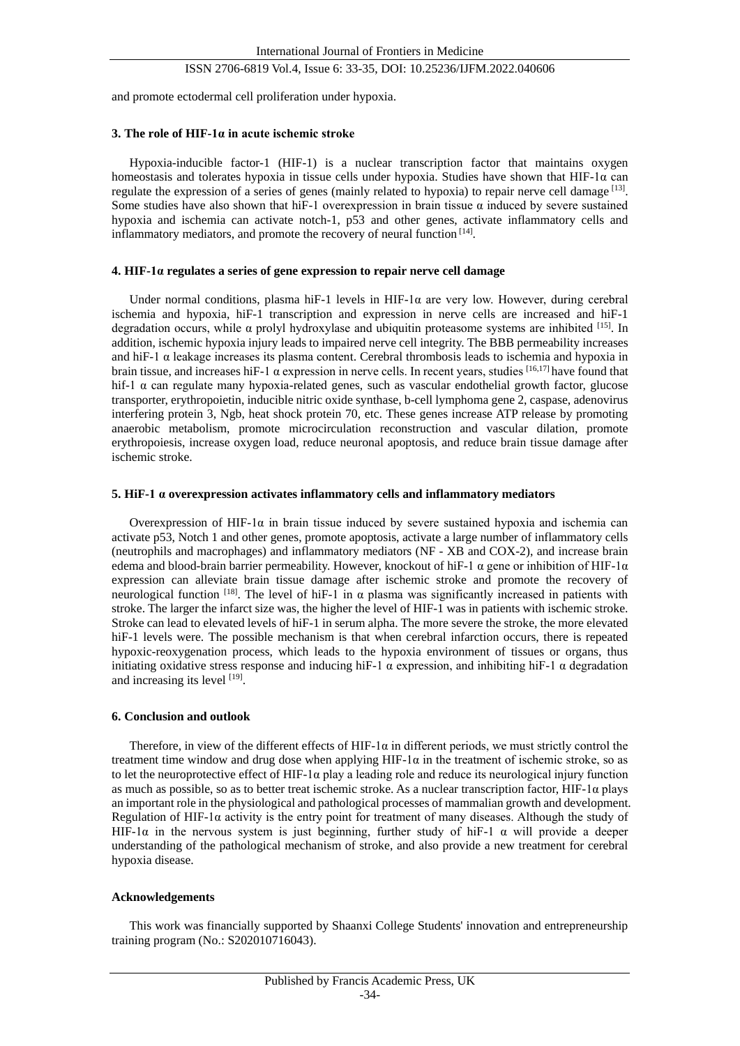and promote ectodermal cell proliferation under hypoxia.

### 3. The role of HIF-1α in acute ischemic stroke

Hypoxia-inducible factor-1 (HIF-1) is a nuclear transcription factor that maintains oxygen homeostasis and tolerates hypoxia in tissue cells under hypoxia. Studies have shown that HIF-1α can regulate the expression of a series of genes (mainly related to hypoxia) to repair nerve cell damage [13]. Some studies have also shown that hiF-1 overexpression in brain tissue α induced by severe sustained hypoxia and ischemia can activate notch-1, p53 and other genes, activate inflammatory cells and inflammatory mediators, and promote the recovery of neural function [14].

### 4. HIF-1α regulates a series of gene expression to repair nerve cell damage

Under normal conditions, plasma hiF-1 levels in HIF-1α are very low. However, during cerebral ischemia and hypoxia, hiF-1 transcription and expression in nerve cells are increased and hiF-1 degradation occurs, while α prolyl hydroxylase and ubiquitin proteasome systems are inhibited [15]. In addition, ischemic hypoxia injury leads to impaired nerve cell integrity. The BBB permeability increases and hiF-1 α leakage increases its plasma content. Cerebral thrombosis leads to ischemia and hypoxia in brain tissue, and increases hiF-1 α expression in nerve cells. In recent years, studies [16,17] have found that hif-1 α can regulate many hypoxia-related genes, such as vascular endothelial growth factor, glucose transporter, erythropoietin, inducible nitric oxide synthase, b-cell lymphoma gene 2, caspase, adenovirus interfering protein 3, Ngb, heat shock protein 70, etc. These genes increase ATP release by promoting anaerobic metabolism, promote microcirculation reconstruction and vascular dilation, promote erythropoiesis, increase oxygen load, reduce neuronal apoptosis, and reduce brain tissue damage after ischemic stroke.

### 5. HiF-1 α overexpression activates inflammatory cells and inflammatory mediators

Overexpression of HIF-1α in brain tissue induced by severe sustained hypoxia and ischemia can activate p53, Notch 1 and other genes, promote apoptosis, activate a large number of inflammatory cells (neutrophils and macrophages) and inflammatory mediators (NF - XB and COX-2), and increase brain edema and blood-brain barrier permeability. However, knockout of hiF-1 α gene or inhibition of HIF-1α expression can alleviate brain tissue damage after ischemic stroke and promote the recovery of neurological function [18]. The level of hiF-1 in α plasma was significantly increased in patients with stroke. The larger the infarct size was, the higher the level of HIF-1 was in patients with ischemic stroke. Stroke can lead to elevated levels of hiF-1 in serum alpha. The more severe the stroke, the more elevated hiF-1 levels were. The possible mechanism is that when cerebral infarction occurs, there is repeated hypoxic-reoxygenation process, which leads to the hypoxia environment of tissues or organs, thus initiating oxidative stress response and inducing hiF-1 α expression, and inhibiting hiF-1 α degradation and increasing its level [19].

### 6. Conclusion and outlook

Therefore, in view of the different effects of HIF-1α in different periods, we must strictly control the treatment time window and drug dose when applying HIF-1α in the treatment of ischemic stroke, so as to let the neuroprotective effect of HIF-1α play a leading role and reduce its neurological injury function as much as possible, so as to better treat ischemic stroke. As a nuclear transcription factor, HIF-1α plays an important role in the physiological and pathological processes of mammalian growth and development. Regulation of HIF-1α activity is the entry point for treatment of many diseases. Although the study of HIF-1α in the nervous system is just beginning, further study of hiF-1 α will provide a deeper understanding of the pathological mechanism of stroke, and also provide a new treatment for cerebral hypoxia disease.

### Acknowledgements

This work was financially supported by Shaanxi College Students' innovation and entrepreneurship training program (No.: S202010716043).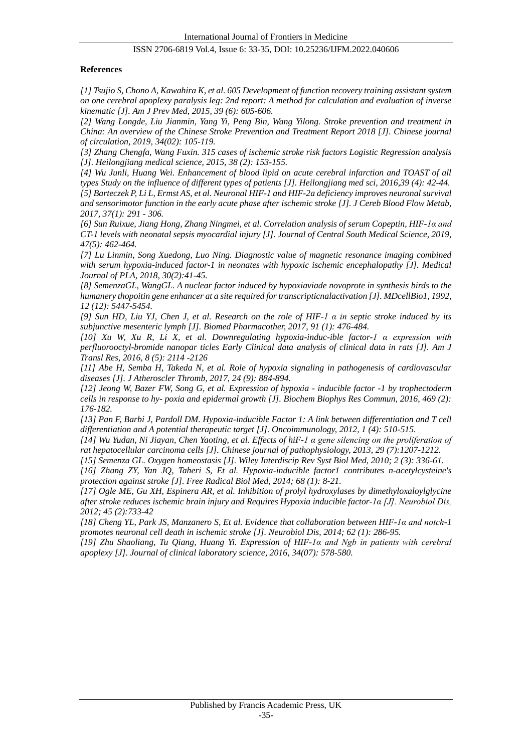**References**

*[1] Tsujio S, Chono A, Kawahira K, et al. 605 Development of function recovery training assistant system on one cerebral apoplexy paralysis leg: 2nd report: A method for calculation and evaluation of inverse kinematic [J]. Am J Prev Med, 2015, 39 (6): 605-606.*

*[2] Wang Longde, Liu Jianmin, Yang Yi, Peng Bin, Wang Yilong. Stroke prevention and treatment in China: An overview of the Chinese Stroke Prevention and Treatment Report 2018 [J]. Chinese journal of circulation, 2019, 34(02): 105-119.*

*[3] Zhang Chengfa, Wang Fuxin. 315 cases of ischemic stroke risk factors Logistic Regression analysis [J]. Heilongjiang medical science, 2015, 38 (2): 153-155.*

*[4] Wu Junli, Huang Wei. Enhancement of blood lipid on acute cerebral infarction and TOAST of all types Study on the influence of different types of patients [J]. Heilongjiang med sci, 2016,39 (4): 42-44.*

*[5] Barteczek P, Li L, Ermst AS, et al. Neuronal HIF-1 and HIF-2a deficiency improves neuronal survival and sensorimotor function in the early acute phase after ischemic stroke [J]. J Cereb Blood Flow Metab, 2017, 37(1): 291 - 306.*

*[6] Sun Ruixue, Jiang Hong, Zhang Ningmei, et al. Correlation analysis of serum Copeptin, HIF-1α and CT-1 levels with neonatal sepsis myocardial injury [J]. Journal of Central South Medical Science, 2019, 47(5): 462-464.*

*[7] Lu Linmin, Song Xuedong, Luo Ning. Diagnostic value of magnetic resonance imaging combined with serum hypoxia-induced factor-1 in neonates with hypoxic ischemic encephalopathy [J]. Medical Journal of PLA, 2018, 30(2):41-45.*

*[8] SemenzaGL, WangGL. A nuclear factor induced by hypoxiaviade novoprote in synthesis birds to the humanery thopoitin gene enhancer at a site required for transcripticnalactivation [J]. MDcellBio1, 1992, 12 (12): 5447-5454.*

*[9] Sun HD, Liu YJ, Chen J, et al. Research on the role of HIF-1 α in septic stroke induced by its subjunctive mesenteric lymph [J]. Biomed Pharmacother, 2017, 91 (1): 476-484.*

*[10] Xu W, Xu R, Li X, et al. Downregulating hypoxia-induc-ible factor-1 α expression with perfluorooctyl-bromide nanopar ticles Early Clinical data analysis of clinical data in rats [J]. Am J Transl Res, 2016, 8 (5): 2114 -2126*

*[11] Abe H, Semba H, Takeda N, et al. Role of hypoxia signaling in pathogenesis of cardiovascular diseases [J]. J Atheroscler Thromb, 2017, 24 (9): 884-894.*

*[12] Jeong W, Bazer FW, Song G, et al. Expression of hypoxia - inducible factor -1 by trophectoderm cells in response to hy- poxia and epidermal growth [J]. Biochem Biophys Res Commun, 2016, 469 (2): 176-182.*

*[13] Pan F, Barbi J, Pardoll DM. Hypoxia-inducible Factor 1: A link between differentiation and T cell differentiation and A potential therapeutic target [J]. Oncoimmunology, 2012, 1 (4): 510-515.*

*[14] Wu Yudan, Ni Jiayan, Chen Yaoting, et al. Effects of hiF-1 α gene silencing on the proliferation of rat hepatocellular carcinoma cells [J]. Chinese journal of pathophysiology, 2013, 29 (7):1207-1212.*

*[15] Semenza GL. Oxygen homeostasis [J]. Wiley Interdiscip Rev Syst Biol Med, 2010; 2 (3): 336-61.*

*[16] Zhang ZY, Yan JQ, Taheri S, Et al. Hypoxia-inducible factor1 contributes n-acetylcysteine's protection against stroke [J]. Free Radical Biol Med, 2014; 68 (1): 8-21.*

*[17] Ogle ME, Gu XH, Espinera AR, et al. Inhibition of prolyl hydroxylases by dimethyloxaloylglycine after stroke reduces ischemic brain injury and Requires Hypoxia inducible factor-1α [J]. Neurobiol Dis, 2012; 45 (2):733-42*

*[18] Cheng YL, Park JS, Manzanero S, Et al. Evidence that collaboration between HIF-1α and notch-1 promotes neuronal cell death in ischemic stroke [J]. Neurobiol Dis, 2014; 62 (1): 286-95.*

*[19] Zhu Shaoliang, Tu Qiang, Huang Yi. Expression of HIF-1α and Ngb in patients with cerebral apoplexy [J]. Journal of clinical laboratory science, 2016, 34(07): 578-580.*